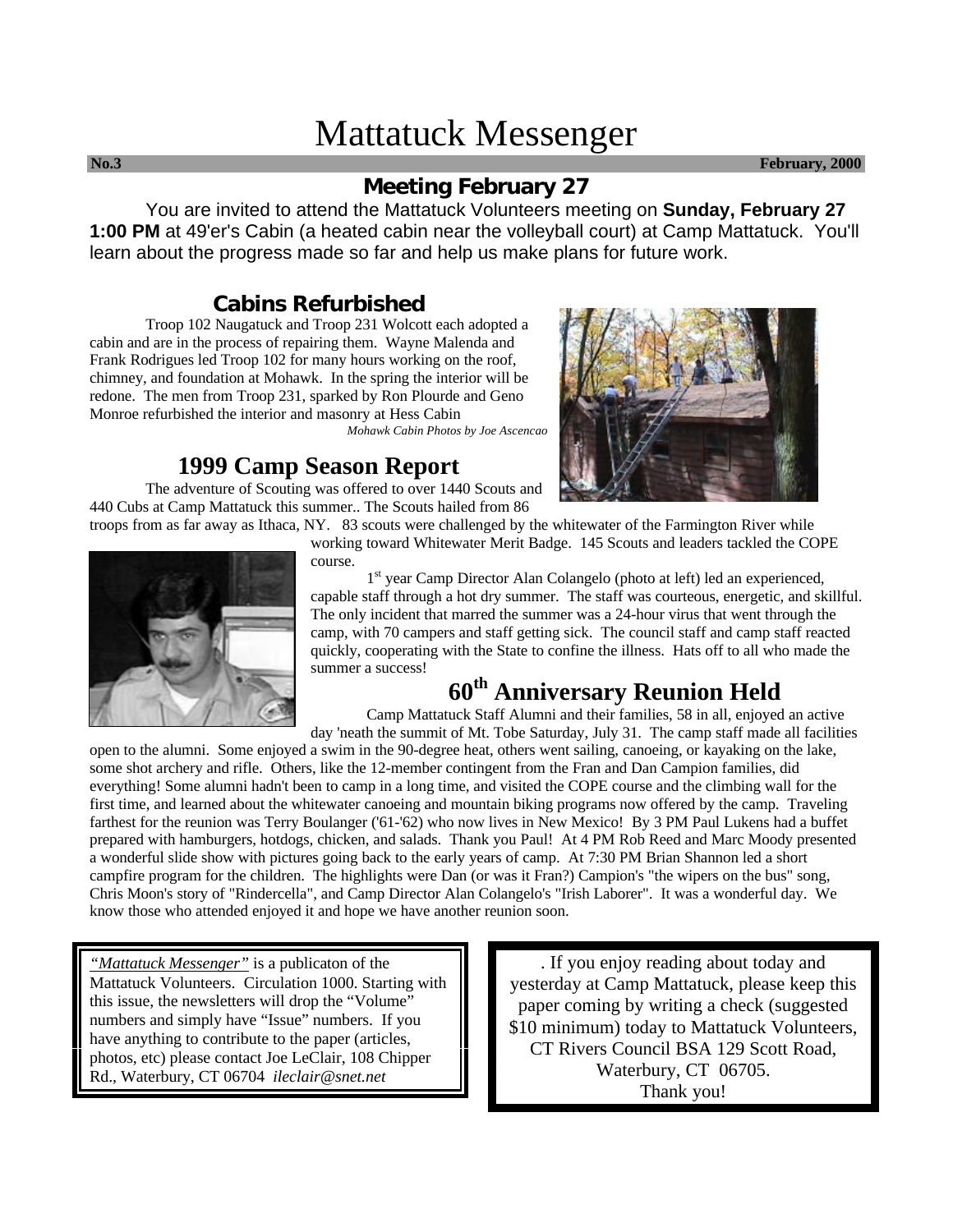# Mattatuck Messenger

**No.3** **February, 2000**

## Meeting February 27

You are invited to attend the Mattatuck Volunteers meeting on **Sunday, February 27 1:00 PM** at 49'er's Cabin (a heated cabin near the volleyball court) at Camp Mattatuck. You'll learn about the progress made so far and help us make plans for future work.

## Cabins Refurbished

Troop 102 Naugatuck and Troop 231 Wolcott each adopted a cabin and are in the process of repairing them. Wayne Malenda and Frank Rodrigues led Troop 102 for many hours working on the roof, chimney, and foundation at Mohawk. In the spring the interior will be redone. The men from Troop 231, sparked by Ron Plourde and Geno Monroe refurbished the interior and masonry at Hess Cabin

*Mohawk Cabin Photos by Joe Ascencao*

## 1999 Camp Season Report

The adventure of Scouting was offered to over 1440 Scouts and 440 Cubs at Camp Mattatuck this summer.. The Scouts hailed from 86 troops from as far away as Ithaca, NY. 83 scouts were challenged by the whitewater of the Farmington River while working toward Whitewater Merit Badge. 145 Scouts and leaders tackled the COPE course.

1st year Camp Director Alan Colangelo (photo at left) led an experienced, capable staff through a hot dry summer. The staff was courteous, energetic, and skillful. The only incident that marred the summer was a 24-hour virus that went through the camp, with 70 campers and staff getting sick. The council staff and camp staff reacted quickly, cooperating with the State to confine the illness. Hats off to all who made the summer a success!

## 60th Anniversary Reunion Held

Camp Mattatuck Staff Alumni and their families, 58 in all, enjoyed an active day 'neath the summit of Mt. Tobe Saturday, July 31. The camp staff made all facilities open to the alumni. Some enjoyed a swim in the 90-degree heat, others went sailing, canoeing, or kayaking on the lake, some shot archery and rifle. Others, like the 12-member contingent from the Fran and Dan Campion families, did everything! Some alumni hadn't been to camp in a long time, and visited the COPE course and the climbing wall for the first time, and learned about the whitewater canoeing and mountain biking programs now offered by the camp. Traveling farthest for the reunion was Terry Boulanger ('61-'62) who now lives in New Mexico! By 3 PM Paul Lukens had a buffet prepared with hamburgers, hotdogs, chicken, and salads. Thank you Paul! At 4 PM Rob Reed and Marc Moody presented a wonderful slide show with pictures going back to the early years of camp. At 7:30 PM Brian Shannon led a short campfire program for the children. The highlights were Dan (or was it Fran?) Campion's "the wipers on the bus" song, Chris Moon's story of "Rindercella", and Camp Director Alan Colangelo's "Irish Laborer". It was a wonderful day. We know those who attended enjoyed it and hope we have another reunion soon.

*"Mattatuck Messenger"* is a publicaton of the Mattatuck Volunteers. Circulation 1000. Starting with this issue, the newsletters will drop the "Volume" numbers and simply have "Issue" numbers. If you have anything to contribute to the paper (articles, photos, etc) please contact Joe LeClair, 108 Chipper Rd., Waterbury, CT 06704 *ileclair@snet.net*

. If you enjoy reading about today and yesterday at Camp Mattatuck, please keep this paper coming by writing a check (suggested $10 minimum) today to Mattatuck Volunteers, CT Rivers Council BSA 129 Scott Road, Waterbury, CT 06705.
Thank you!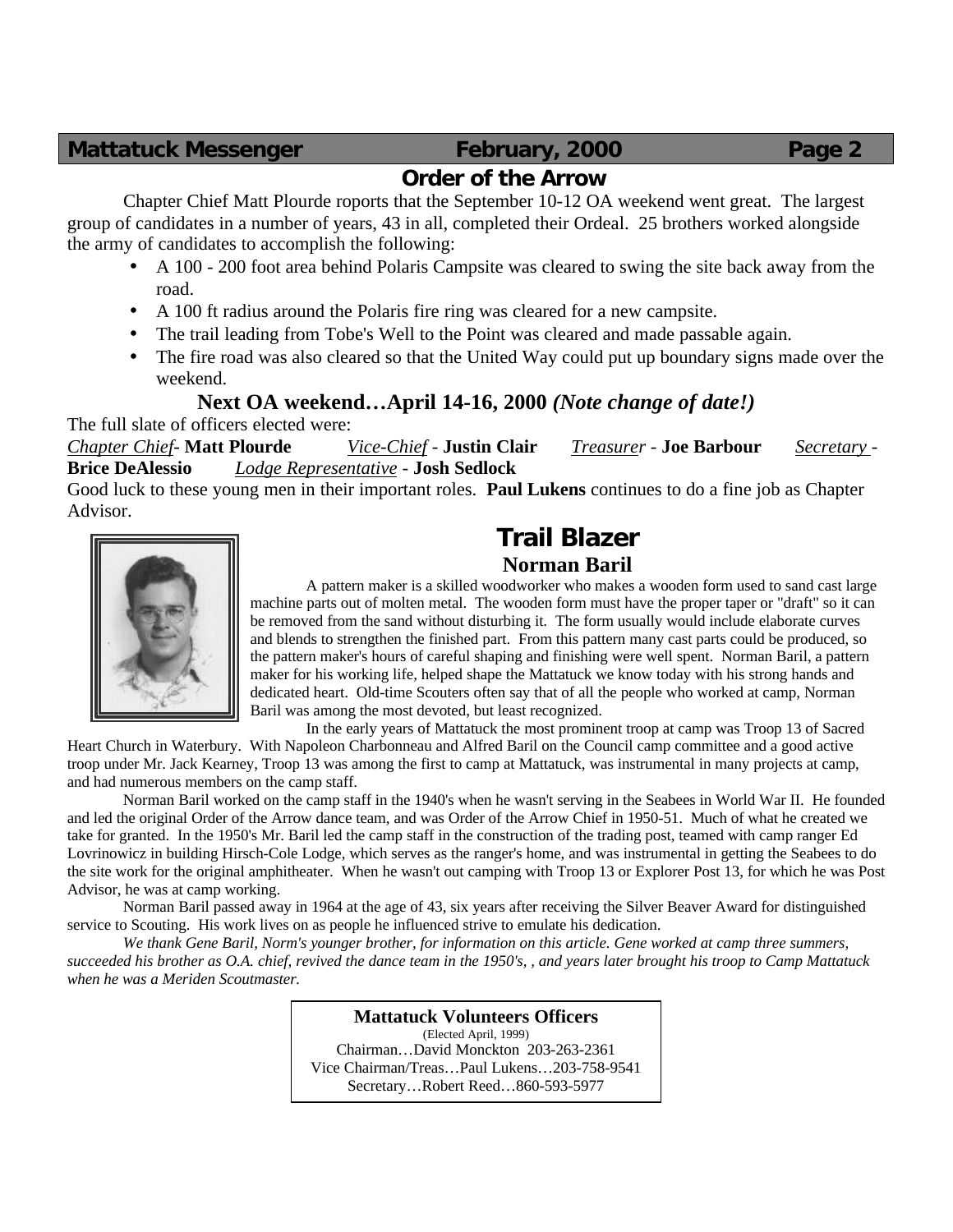## Order of the Arrow

Chapter Chief Matt Plourde roports that the September 10-12 OA weekend went great. The largest group of candidates in a number of years, 43 in all, completed their Ordeal. 25 brothers worked alongside the army of candidates to accomplish the following:

- A 100 - 200 foot area behind Polaris Campsite was cleared to swing the site back away from the road.
- A 100 ft radius around the Polaris fire ring was cleared for a new campsite.
- The trail leading from Tobe's Well to the Point was cleared and made passable again.
- The fire road was also cleared so that the United Way could put up boundary signs made over the weekend.

**Next OA weekend…April 14-16, 2000** ***(Note change of date!)***

The full slate of officers elected were:

<u>Chapter Chief</u>- **Matt Plourde** <u>Vice-Chief</u> - **Justin Clair** <u>Treasurer</u> - **Joe Barbour** <u>Secretary</u> - **Brice DeAlessio** <u>Lodge Representative</u> - **Josh Sedlock**

Good luck to these young men in their important roles. **Paul Lukens** continues to do a fine job as Chapter Advisor.

## Trail Blazer

### Norman Baril

A pattern maker is a skilled woodworker who makes a wooden form used to sand cast large machine parts out of molten metal. The wooden form must have the proper taper or "draft" so it can be removed from the sand without disturbing it. The form usually would include elaborate curves and blends to strengthen the finished part. From this pattern many cast parts could be produced, so the pattern maker's hours of careful shaping and finishing were well spent. Norman Baril, a pattern maker for his working life, helped shape the Mattatuck we know today with his strong hands and dedicated heart. Old-time Scouters often say that of all the people who worked at camp, Norman Baril was among the most devoted, but least recognized.

In the early years of Mattatuck the most prominent troop at camp was Troop 13 of Sacred Heart Church in Waterbury. With Napoleon Charbonneau and Alfred Baril on the Council camp committee and a good active troop under Mr. Jack Kearney, Troop 13 was among the first to camp at Mattatuck, was instrumental in many projects at camp, and had numerous members on the camp staff.

Norman Baril worked on the camp staff in the 1940's when he wasn't serving in the Seabees in World War II. He founded and led the original Order of the Arrow dance team, and was Order of the Arrow Chief in 1950-51. Much of what he created we take for granted. In the 1950's Mr. Baril led the camp staff in the construction of the trading post, teamed with camp ranger Ed Lovrinowicz in building Hirsch-Cole Lodge, which serves as the ranger's home, and was instrumental in getting the Seabees to do the site work for the original amphitheater. When he wasn't out camping with Troop 13 or Explorer Post 13, for which he was Post Advisor, he was at camp working.

Norman Baril passed away in 1964 at the age of 43, six years after receiving the Silver Beaver Award for distinguished service to Scouting. His work lives on as people he influenced strive to emulate his dedication.

*We thank Gene Baril, Norm's younger brother, for information on this article. Gene worked at camp three summers, succeeded his brother as O.A. chief, revived the dance team in the 1950's, , and years later brought his troop to Camp Mattatuck when he was a Meriden Scoutmaster.*

**Mattatuck Volunteers Officers**
(Elected April, 1999)
Chairman…David Monckton 203-263-2361
Vice Chairman/Treas…Paul Lukens…203-758-9541
Secretary…Robert Reed…860-593-5977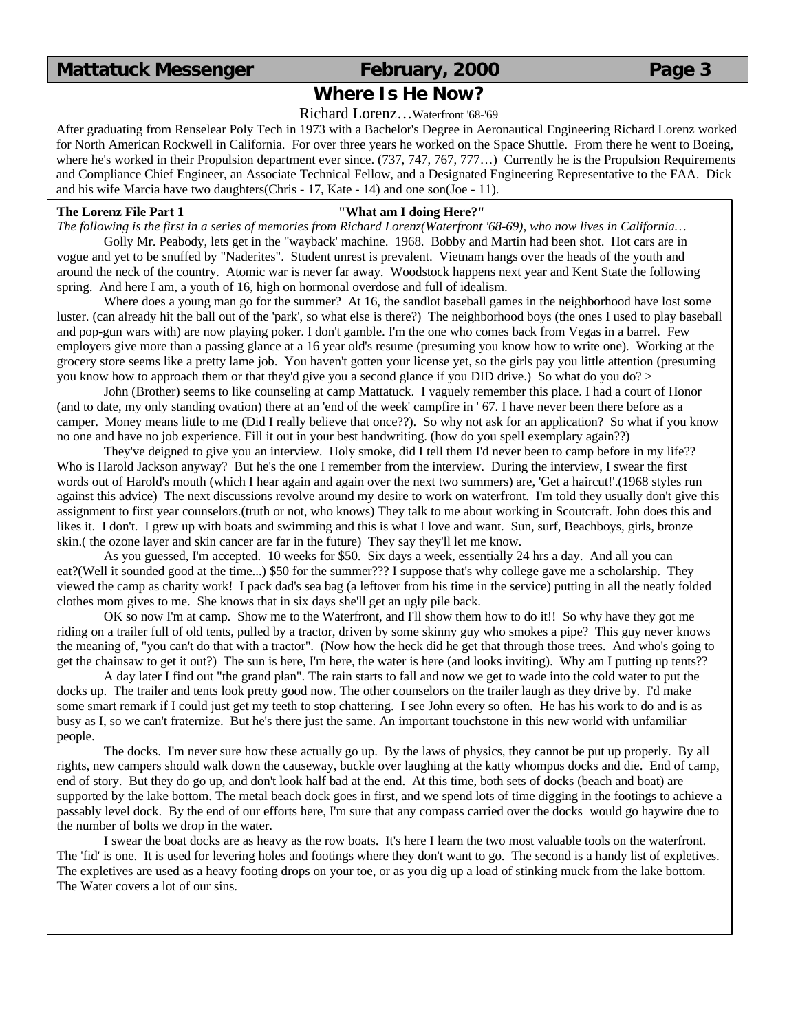## Where Is He Now?

Richard Lorenz…Waterfront '68-'69

After graduating from Renselear Poly Tech in 1973 with a Bachelor's Degree in Aeronautical Engineering Richard Lorenz worked for North American Rockwell in California. For over three years he worked on the Space Shuttle. From there he went to Boeing, where he's worked in their Propulsion department ever since. (737, 747, 767, 777…) Currently he is the Propulsion Requirements and Compliance Chief Engineer, an Associate Technical Fellow, and a Designated Engineering Representative to the FAA. Dick and his wife Marcia have two daughters(Chris - 17, Kate - 14) and one son(Joe - 11).

**The Lorenz File Part 1** **"What am I doing Here?"**

*The following is the first in a series of memories from Richard Lorenz(Waterfront '68-69), who now lives in California…*

Golly Mr. Peabody, lets get in the "wayback' machine. 1968. Bobby and Martin had been shot. Hot cars are in vogue and yet to be snuffed by "Naderites". Student unrest is prevalent. Vietnam hangs over the heads of the youth and around the neck of the country. Atomic war is never far away. Woodstock happens next year and Kent State the following spring. And here I am, a youth of 16, high on hormonal overdose and full of idealism.

Where does a young man go for the summer? At 16, the sandlot baseball games in the neighborhood have lost some luster. (can already hit the ball out of the 'park', so what else is there?) The neighborhood boys (the ones I used to play baseball and pop-gun wars with) are now playing poker. I don't gamble. I'm the one who comes back from Vegas in a barrel. Few employers give more than a passing glance at a 16 year old's resume (presuming you know how to write one). Working at the grocery store seems like a pretty lame job. You haven't gotten your license yet, so the girls pay you little attention (presuming you know how to approach them or that they'd give you a second glance if you DID drive.) So what do you do? >

John (Brother) seems to like counseling at camp Mattatuck. I vaguely remember this place. I had a court of Honor (and to date, my only standing ovation) there at an 'end of the week' campfire in ' 67. I have never been there before as a camper. Money means little to me (Did I really believe that once??). So why not ask for an application? So what if you know no one and have no job experience. Fill it out in your best handwriting. (how do you spell exemplary again??)

They've deigned to give you an interview. Holy smoke, did I tell them I'd never been to camp before in my life?? Who is Harold Jackson anyway? But he's the one I remember from the interview. During the interview, I swear the first words out of Harold's mouth (which I hear again and again over the next two summers) are, 'Get a haircut!'.(1968 styles run against this advice) The next discussions revolve around my desire to work on waterfront. I'm told they usually don't give this assignment to first year counselors.(truth or not, who knows) They talk to me about working in Scoutcraft. John does this and likes it. I don't. I grew up with boats and swimming and this is what I love and want. Sun, surf, Beachboys, girls, bronze skin.( the ozone layer and skin cancer are far in the future) They say they'll let me know.

As you guessed, I'm accepted. 10 weeks for $50. Six days a week, essentially 24 hrs a day. And all you can eat?(Well it sounded good at the time...) $50 for the summer??? I suppose that's why college gave me a scholarship. They viewed the camp as charity work! I pack dad's sea bag (a leftover from his time in the service) putting in all the neatly folded clothes mom gives to me. She knows that in six days she'll get an ugly pile back.

OK so now I'm at camp. Show me to the Waterfront, and I'll show them how to do it!! So why have they got me riding on a trailer full of old tents, pulled by a tractor, driven by some skinny guy who smokes a pipe? This guy never knows the meaning of, "you can't do that with a tractor". (Now how the heck did he get that through those trees. And who's going to get the chainsaw to get it out?) The sun is here, I'm here, the water is here (and looks inviting). Why am I putting up tents??

A day later I find out "the grand plan". The rain starts to fall and now we get to wade into the cold water to put the docks up. The trailer and tents look pretty good now. The other counselors on the trailer laugh as they drive by. I'd make some smart remark if I could just get my teeth to stop chattering. I see John every so often. He has his work to do and is as busy as I, so we can't fraternize. But he's there just the same. An important touchstone in this new world with unfamiliar people.

The docks. I'm never sure how these actually go up. By the laws of physics, they cannot be put up properly. By all rights, new campers should walk down the causeway, buckle over laughing at the katty whompus docks and die. End of camp, end of story. But they do go up, and don't look half bad at the end. At this time, both sets of docks (beach and boat) are supported by the lake bottom. The metal beach dock goes in first, and we spend lots of time digging in the footings to achieve a passably level dock. By the end of our efforts here, I'm sure that any compass carried over the docks would go haywire due to the number of bolts we drop in the water.

I swear the boat docks are as heavy as the row boats. It's here I learn the two most valuable tools on the waterfront. The 'fid' is one. It is used for levering holes and footings where they don't want to go. The second is a handy list of expletives. The expletives are used as a heavy footing drops on your toe, or as you dig up a load of stinking muck from the lake bottom. The Water covers a lot of our sins.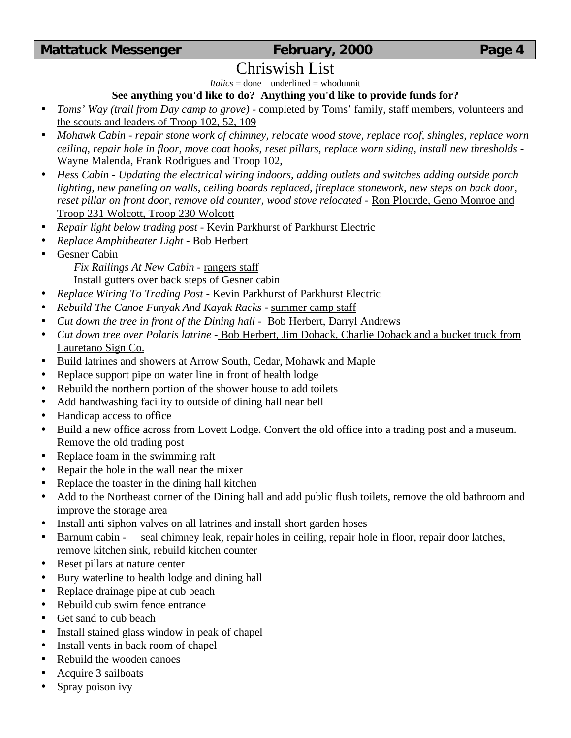# Chriswish List

*Italics* = done  <u>underlined</u> = whodunnit

**See anything you'd like to do? Anything you'd like to provide funds for?**

- *Toms' Way (trail from Day camp to grove)* - <u>completed by Toms' family, staff members, volunteers and the scouts and leaders of Troop 102, 52, 109</u>
- *Mohawk Cabin - repair stone work of chimney, relocate wood stove, replace roof, shingles, replace worn ceiling, repair hole in floor, move coat hooks, reset pillars, replace worn siding, install new thresholds* - <u>Wayne Malenda, Frank Rodrigues and Troop 102,</u>
- *Hess Cabin - Updating the electrical wiring indoors, adding outlets and switches adding outside porch lighting, new paneling on walls, ceiling boards replaced, fireplace stonework, new steps on back door, reset pillar on front door, remove old counter, wood stove relocated* - <u>Ron Plourde, Geno Monroe and Troop 231 Wolcott, Troop 230 Wolcott</u>
- *Repair light below trading post* - <u>Kevin Parkhurst of Parkhurst Electric</u>
- *Replace Amphitheater Light* - <u>Bob Herbert</u>
- Gesner Cabin
  - *Fix Railings At New Cabin* - <u>rangers staff</u>
  - Install gutters over back steps of Gesner cabin
- *Replace Wiring To Trading Post* - <u>Kevin Parkhurst of Parkhurst Electric</u>
- *Rebuild The Canoe Funyak And Kayak Racks* - <u>summer camp staff</u>
- *Cut down the tree in front of the Dining hall* - <u>Bob Herbert, Darryl Andrews</u>
- *Cut down tree over Polaris latrine* - <u>Bob Herbert, Jim Doback, Charlie Doback and a bucket truck from Lauretano Sign Co.</u>
- Build latrines and showers at Arrow South, Cedar, Mohawk and Maple
- Replace support pipe on water line in front of health lodge
- Rebuild the northern portion of the shower house to add toilets
- Add handwashing facility to outside of dining hall near bell
- Handicap access to office
- Build a new office across from Lovett Lodge. Convert the old office into a trading post and a museum. Remove the old trading post
- Replace foam in the swimming raft
- Repair the hole in the wall near the mixer
- Replace the toaster in the dining hall kitchen
- Add to the Northeast corner of the Dining hall and add public flush toilets, remove the old bathroom and improve the storage area
- Install anti siphon valves on all latrines and install short garden hoses
- Barnum cabin - seal chimney leak, repair holes in ceiling, repair hole in floor, repair door latches, remove kitchen sink, rebuild kitchen counter
- Reset pillars at nature center
- Bury waterline to health lodge and dining hall
- Replace drainage pipe at cub beach
- Rebuild cub swim fence entrance
- Get sand to cub beach
- Install stained glass window in peak of chapel
- Install vents in back room of chapel
- Rebuild the wooden canoes
- Acquire 3 sailboats
- Spray poison ivy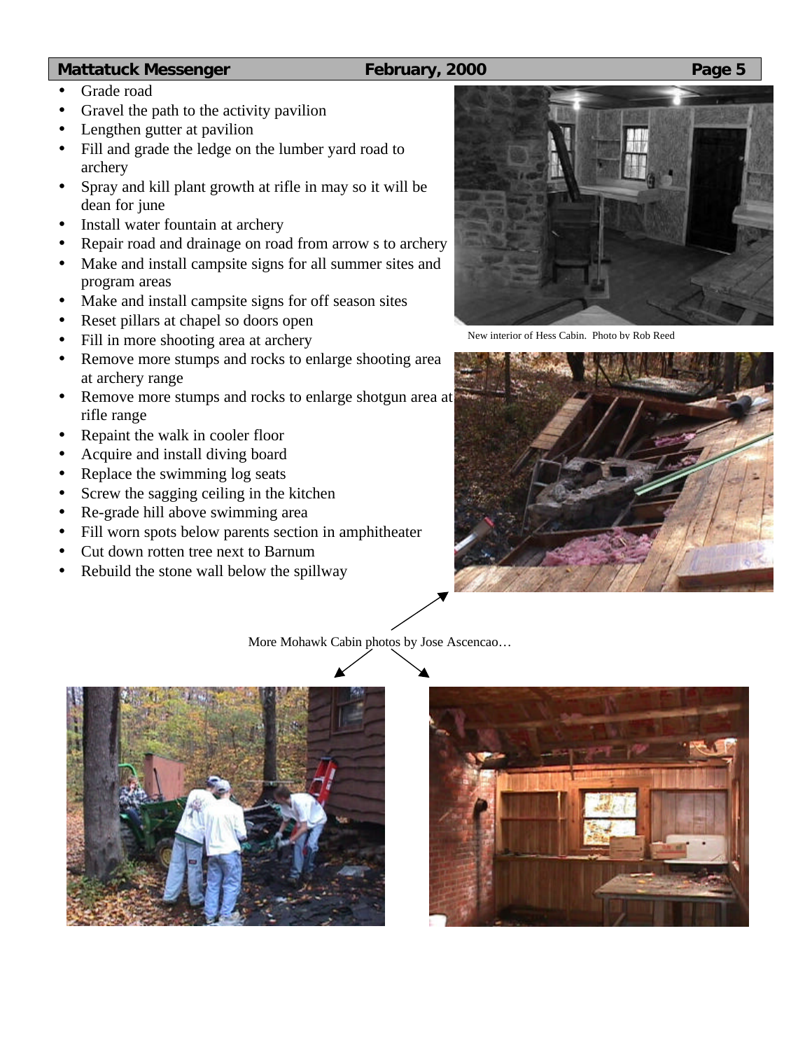- Grade road
- Gravel the path to the activity pavilion
- Lengthen gutter at pavilion
- Fill and grade the ledge on the lumber yard road to archery
- Spray and kill plant growth at rifle in may so it will be dean for june
- Install water fountain at archery
- Repair road and drainage on road from arrow s to archery
- Make and install campsite signs for all summer sites and program areas
- Make and install campsite signs for off season sites
- Reset pillars at chapel so doors open
- Fill in more shooting area at archery
- Remove more stumps and rocks to enlarge shooting area at archery range
- Remove more stumps and rocks to enlarge shotgun area at rifle range
- Repaint the walk in cooler floor
- Acquire and install diving board
- Replace the swimming log seats
- Screw the sagging ceiling in the kitchen
- Re-grade hill above swimming area
- Fill worn spots below parents section in amphitheater
- Cut down rotten tree next to Barnum
- Rebuild the stone wall below the spillway

New interior of Hess Cabin. Photo by Rob Reed

More Mohawk Cabin photos by Jose Ascencao…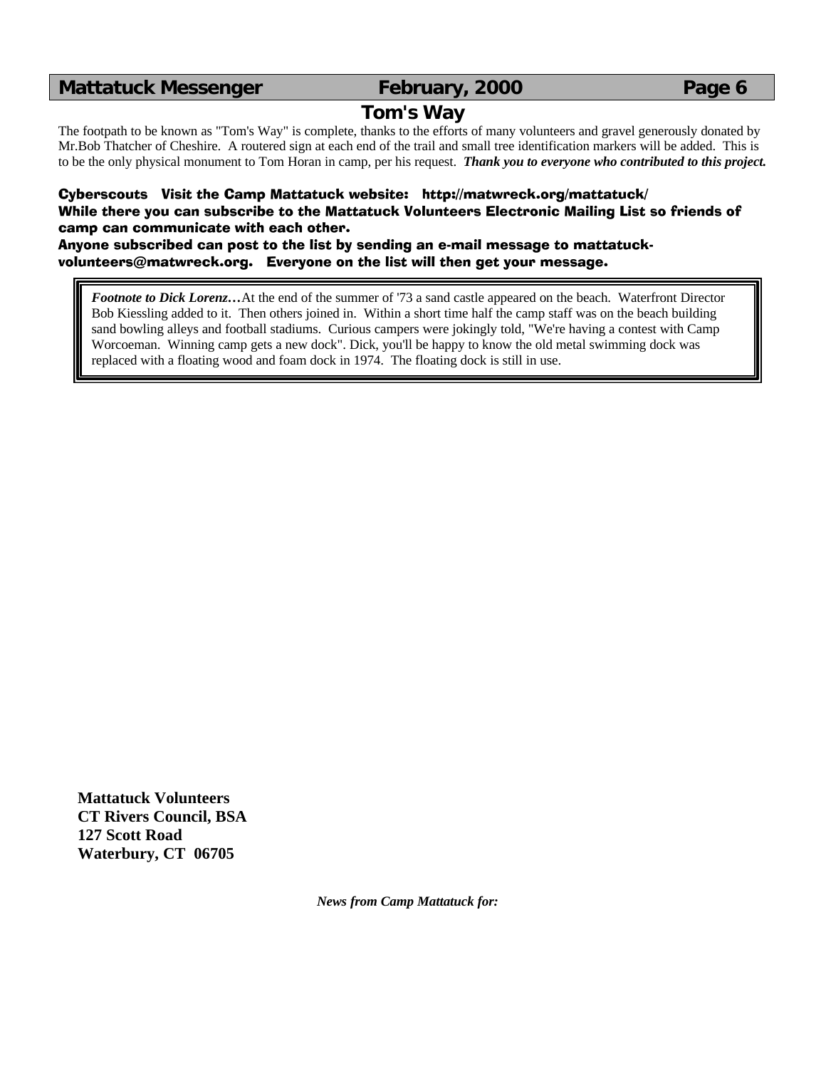## Tom's Way

The footpath to be known as "Tom's Way" is complete, thanks to the efforts of many volunteers and gravel generously donated by Mr.Bob Thatcher of Cheshire. A routered sign at each end of the trail and small tree identification markers will be added. This is to be the only physical monument to Tom Horan in camp, per his request. ***Thank you to everyone who contributed to this project.***

**Cyberscouts Visit the Camp Mattatuck website: http://matwreck.org/mattatuck/**
**While there you can subscribe to the Mattatuck Volunteers Electronic Mailing List so friends of camp can communicate with each other.**
**Anyone subscribed can post to the list by sending an e-mail message to mattatuck-volunteers@matwreck.org. Everyone on the list will then get your message.**

***Footnote to Dick Lorenz…*** At the end of the summer of '73 a sand castle appeared on the beach. Waterfront Director Bob Kiessling added to it. Then others joined in. Within a short time half the camp staff was on the beach building sand bowling alleys and football stadiums. Curious campers were jokingly told, "We're having a contest with Camp Worcoeman. Winning camp gets a new dock". Dick, you'll be happy to know the old metal swimming dock was replaced with a floating wood and foam dock in 1974. The floating dock is still in use.

**Mattatuck Volunteers**
**CT Rivers Council, BSA**
**127 Scott Road**
**Waterbury, CT 06705**

***News from Camp Mattatuck for:***